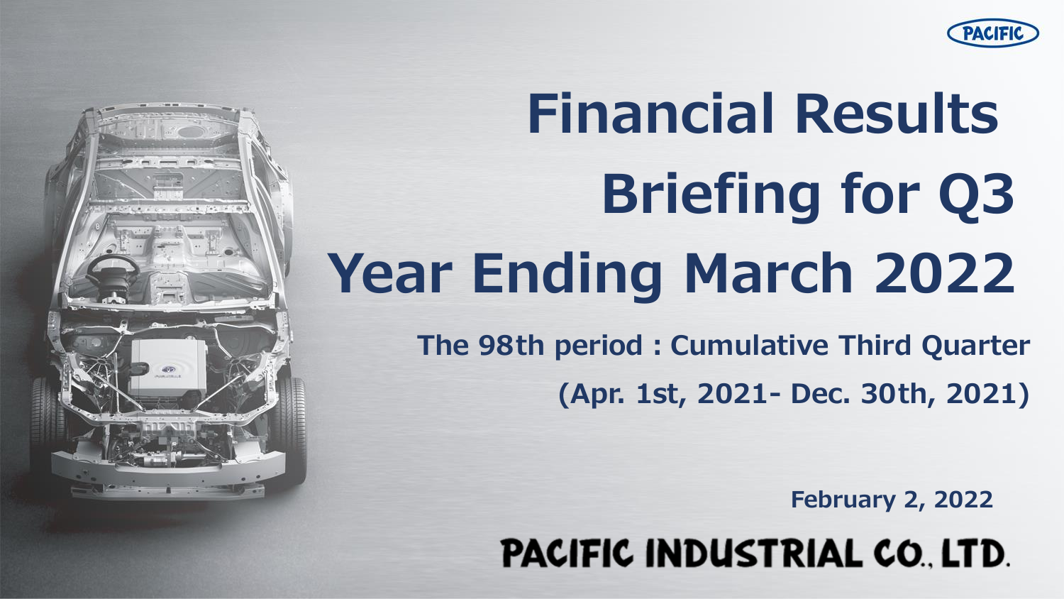# Financial Results Briefing for Q3 Year Ending March 2022

**The 98th period : Cumulative Third Quarter**

**(Apr. 1st, 2021- Dec. 30th, 2021)**

**February 2, 2022**

**PACIFIC INDUSTRIAL CO., LTD.**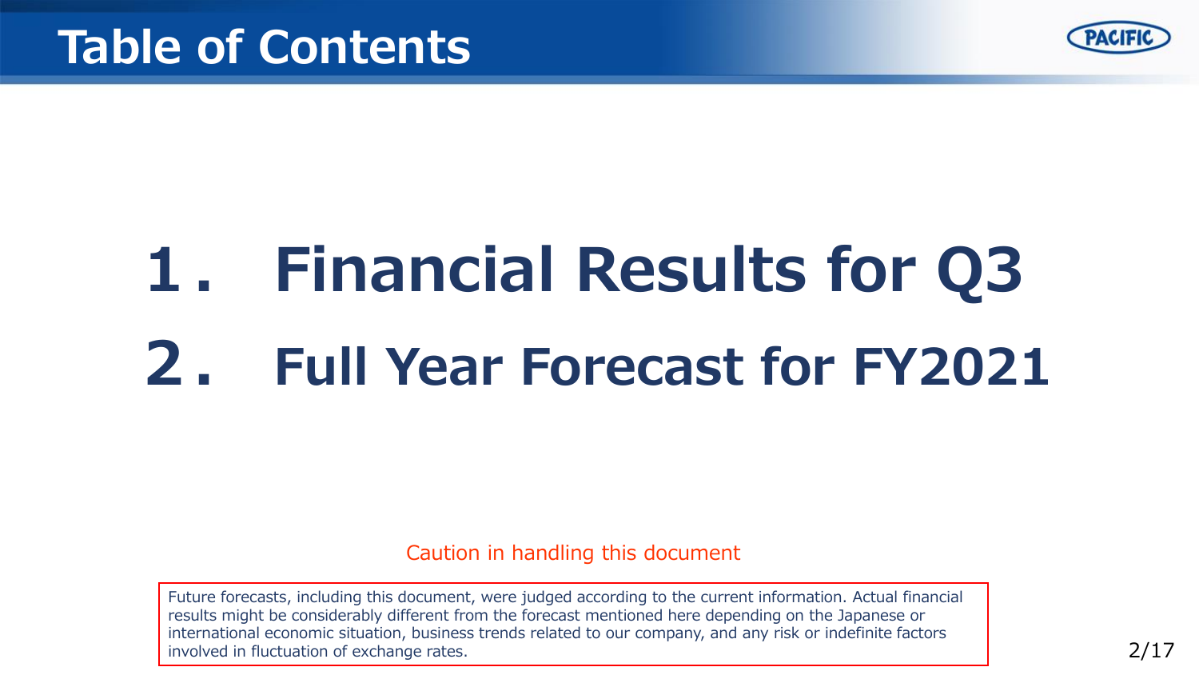# Table of Contents

1. Financial Results for Q3
2. Full Year Forecast for FY2021

Caution in handling this document

Future forecasts, including this document, were judged according to the current information. Actual financial results might be considerably different from the forecast mentioned here depending on the Japanese or international economic situation, business trends related to our company, and any risk or indefinite factors involved in fluctuation of exchange rates.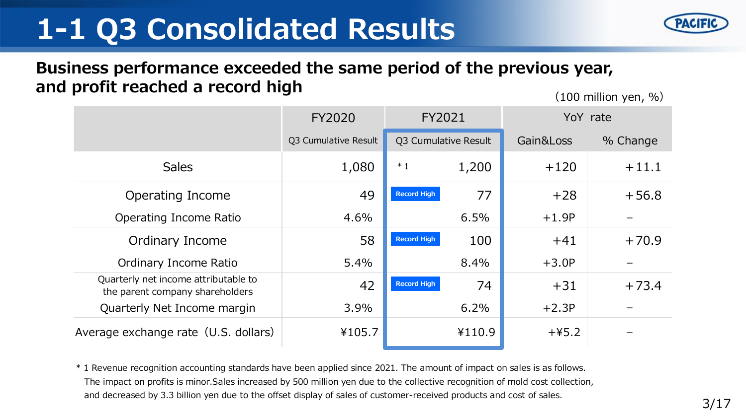# 1-1 Q3 Consolidated Results

**Business performance exceeded the same period of the previous year, and profit reached a record high**

(100 million yen, %)

| | FY2020 | FY2021 | YoY rate | |
|---|---|---|---|---|
| | Q3 Cumulative Result | Q3 Cumulative Result | Gain&Loss | % Change |
| Sales | 1,080 | *1 1,200 | +120 | +11.1 |
| Operating Income | 49 | Record High 77 | +28 | +56.8 |
| Operating Income Ratio | 4.6% | 6.5% | +1.9P | － |
| Ordinary Income | 58 | Record High 100 | +41 | +70.9 |
| Ordinary Income Ratio | 5.4% | 8.4% | +3.0P | － |
| Quarterly net income attributable to the parent company shareholders | 42 | Record High 74 | +31 | +73.4 |
| Quarterly Net Income margin | 3.9% | 6.2% | +2.3P | － |
| Average exchange rate（U.S. dollars) | ¥105.7 | ¥110.9 | +¥5.2 | － |

* 1 Revenue recognition accounting standards have been applied since 2021. The amount of impact on sales is as follows. The impact on profits is minor.Sales increased by 500 million yen due to the collective recognition of mold cost collection, and decreased by 3.3 billion yen due to the offset display of sales of customer-received products and cost of sales.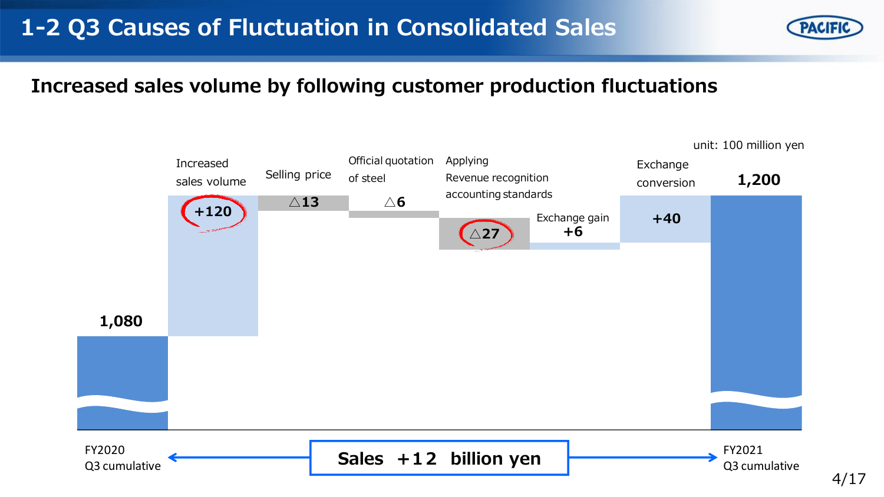# 1-2 Q3 Causes of Fluctuation in Consolidated Sales

## Increased sales volume by following customer production fluctuations

unit: 100 million yen

| Item | Amount |
|---|---|
| FY2020 Q3 cumulative | 1,080 |
| Increased sales volume | +120 |
| Selling price | △13 |
| Official quotation of steel | △6 |
| Applying Revenue recognition accounting standards | △27 |
| Exchange gain | +6 |
| Exchange conversion | +40 |
| FY2021 Q3 cumulative | 1,200 |

**Sales +12 billion yen**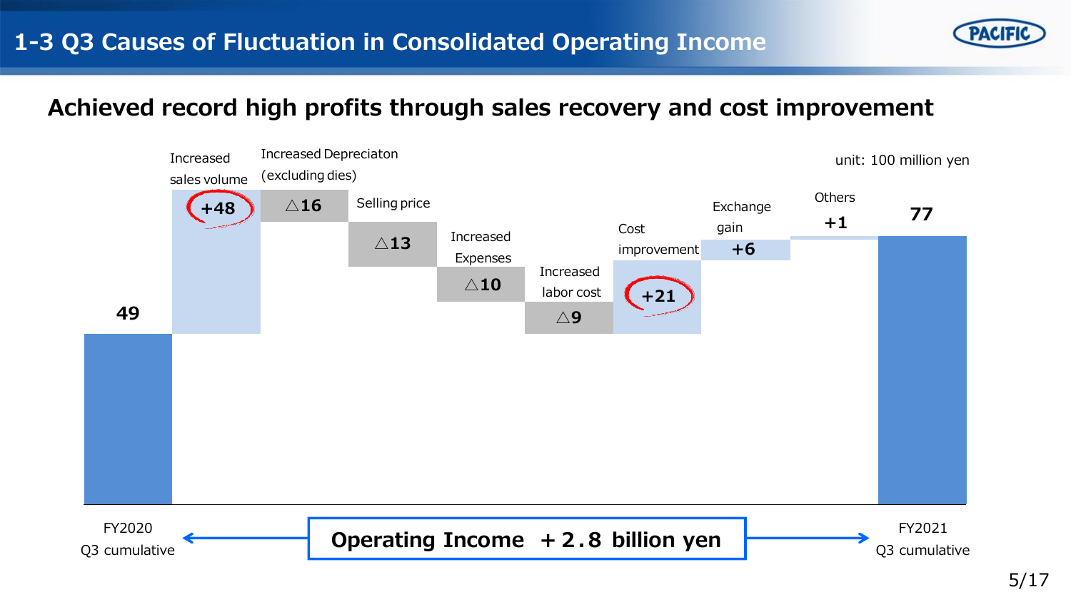# 1-3 Q3 Causes of Fluctuation in Consolidated Operating Income

## Achieved record high profits through sales recovery and cost improvement

unit: 100 million yen

| Item | Amount |
| --- | --- |
| FY2020 Q3 cumulative | 49 |
| Increased sales volume | +48 |
| Increased Depreciaton (excluding dies) | △16 |
| Selling price | △13 |
| Increased Expenses | △10 |
| Increased labor cost | △9 |
| Cost improvement | +21 |
| Exchange gain | +6 |
| Others | +1 |
| FY2021 Q3 cumulative | 77 |

**Operating Income ＋2.8 billion yen**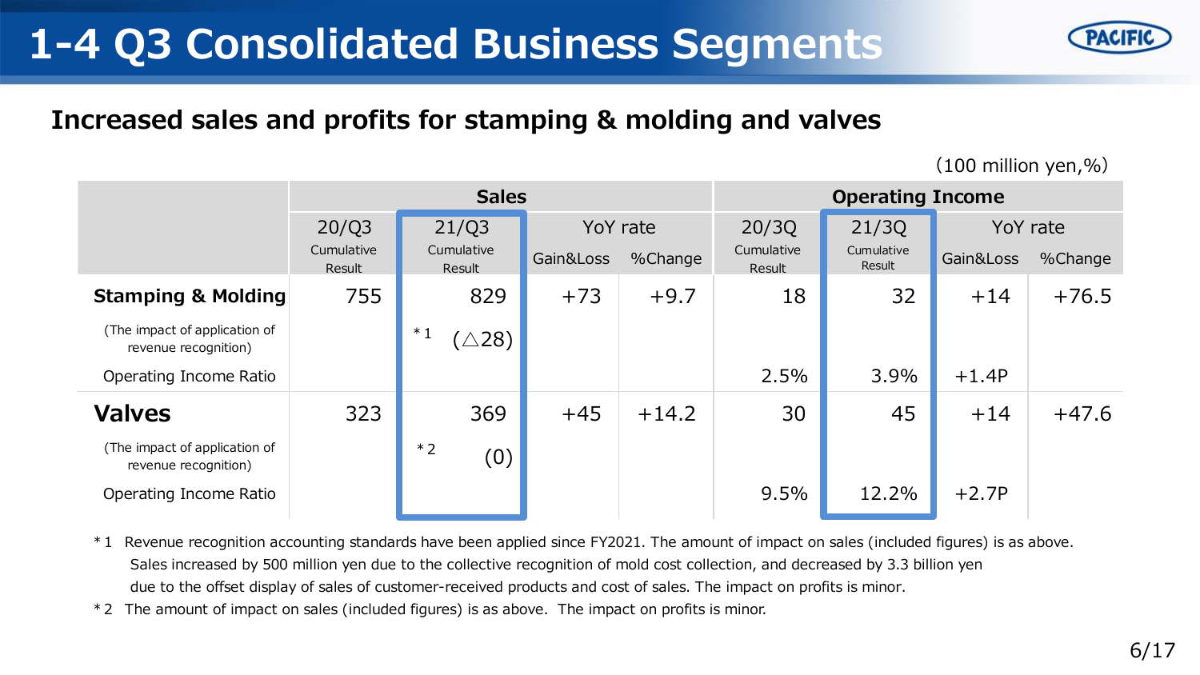# 1-4 Q3 Consolidated Business Segments

## Increased sales and profits for stamping & molding and valves

(100 million yen,%)

| | Sales | | | | Operating Income | | | |
|---|---|---|---|---|---|---|---|---|
| | 20/Q3 Cumulative Result | 21/Q3 Cumulative Result | YoY rate Gain&Loss | YoY rate %Change | 20/3Q Cumulative Result | 21/3Q Cumulative Result | YoY rate Gain&Loss | YoY rate %Change |
| **Stamping & Molding** | 755 | 829 | +73 | +9.7 | 18 | 32 | +14 | +76.5 |
| (The impact of application of revenue recognition) | | *1 (△28) | | | | | | |
| Operating Income Ratio | | | | | 2.5% | 3.9% | +1.4P | |
| **Valves** | 323 | 369 | +45 | +14.2 | 30 | 45 | +14 | +47.6 |
| (The impact of application of revenue recognition) | | *2 (0) | | | | | | |
| Operating Income Ratio | | | | | 9.5% | 12.2% | +2.7P | |

*1 Revenue recognition accounting standards have been applied since FY2021. The amount of impact on sales (included figures) is as above. Sales increased by 500 million yen due to the collective recognition of mold cost collection, and decreased by 3.3 billion yen due to the offset display of sales of customer-received products and cost of sales. The impact on profits is minor.

*2 The amount of impact on sales (included figures) is as above. The impact on profits is minor.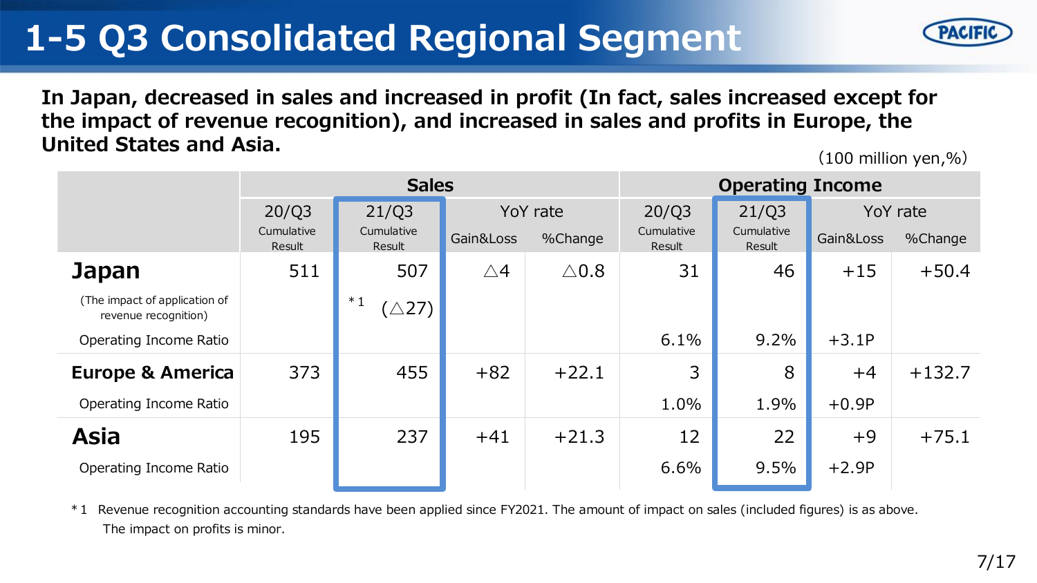# 1-5 Q3 Consolidated Regional Segment

**In Japan, decreased in sales and increased in profit (In fact, sales increased except for the impact of revenue recognition), and increased in sales and profits in Europe, the United States and Asia.**

(100 million yen,%)

| | Sales | | | | Operating Income | | | |
|---|---|---|---|---|---|---|---|---|
| | 20/Q3 Cumulative Result | 21/Q3 Cumulative Result | YoY rate | | 20/Q3 Cumulative Result | 21/Q3 Cumulative Result | YoY rate | |
| | | | Gain&Loss | %Change | | | Gain&Loss | %Change |
| **Japan** | 511 | 507 | △4 | △0.8 | 31 | 46 | +15 | +50.4 |
| (The impact of application of revenue recognition) | | *1 (△27) | | | | | | |
| Operating Income Ratio | | | | | 6.1% | 9.2% | +3.1P | |
| **Europe & America** | 373 | 455 | +82 | +22.1 | 3 | 8 | +4 | +132.7 |
| Operating Income Ratio | | | | | 1.0% | 1.9% | +0.9P | |
| **Asia** | 195 | 237 | +41 | +21.3 | 12 | 22 | +9 | +75.1 |
| Operating Income Ratio | | | | | 6.6% | 9.5% | +2.9P | |

*1 Revenue recognition accounting standards have been applied since FY2021. The amount of impact on sales (included figures) is as above. The impact on profits is minor.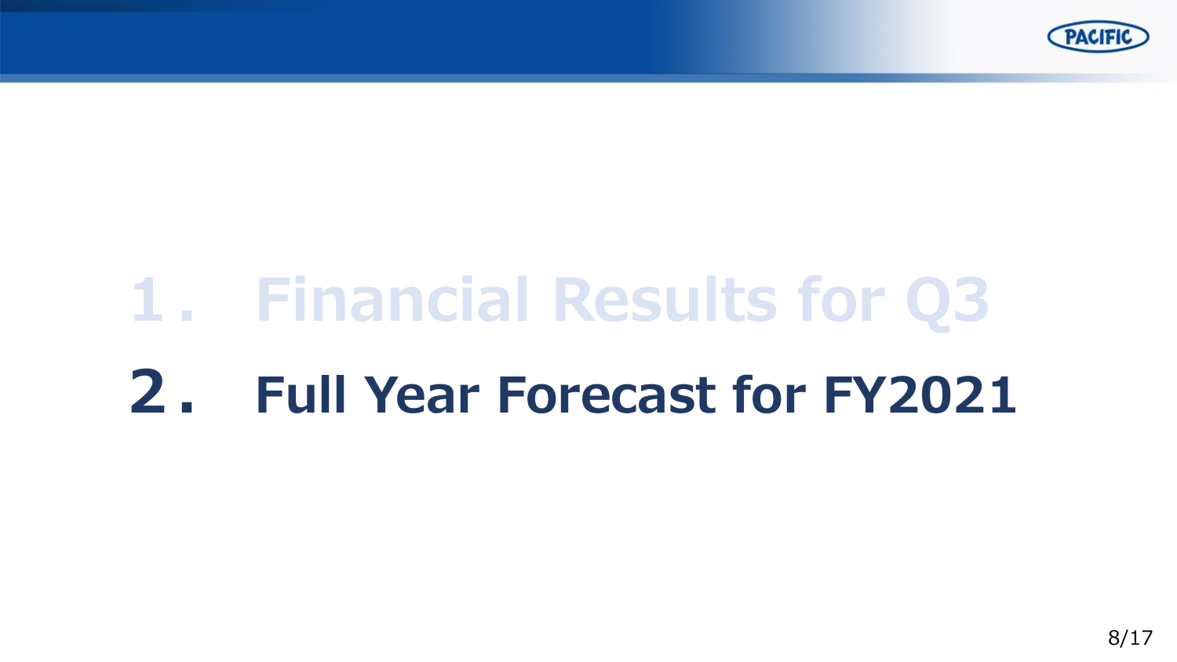1. Financial Results for Q3

# 2. Full Year Forecast for FY2021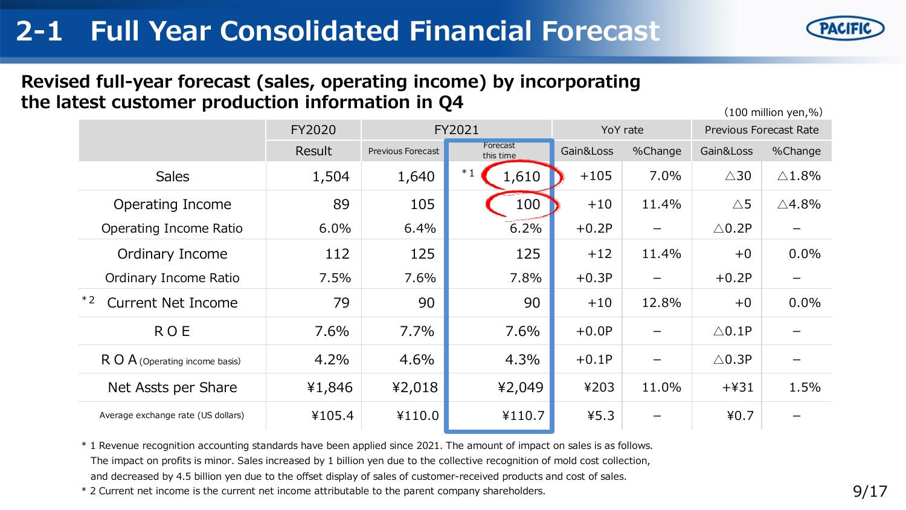# 2-1 Full Year Consolidated Financial Forecast

## Revised full-year forecast (sales, operating income) by incorporating the latest customer production information in Q4

(100 million yen,%)

| | FY2020 | FY2021 | | YoY rate | | Previous Forecast Rate | |
|---|---|---|---|---|---|---|---|
| | Result | Previous Forecast | Forecast this time | Gain&Loss | %Change | Gain&Loss | %Change |
| Sales | 1,504 | 1,640 | *1 1,610 | +105 | 7.0% | △30 | △1.8% |
| Operating Income | 89 | 105 | 100 | +10 | 11.4% | △5 | △4.8% |
| Operating Income Ratio | 6.0% | 6.4% | 6.2% | +0.2P | − | △0.2P | − |
| Ordinary Income | 112 | 125 | 125 | +12 | 11.4% | +0 | 0.0% |
| Ordinary Income Ratio | 7.5% | 7.6% | 7.8% | +0.3P | − | +0.2P | − |
| *2 Current Net Income | 79 | 90 | 90 | +10 | 12.8% | +0 | 0.0% |
| ROE | 7.6% | 7.7% | 7.6% | +0.0P | − | △0.1P | − |
| ROA (Operating income basis) | 4.2% | 4.6% | 4.3% | +0.1P | − | △0.3P | − |
| Net Assts per Share | ¥1,846 | ¥2,018 | ¥2,049 | ¥203 | 11.0% | +¥31 | 1.5% |
| Average exchange rate (US dollars) | ¥105.4 | ¥110.0 | ¥110.7 | ¥5.3 | − | ¥0.7 | − |

* 1 Revenue recognition accounting standards have been applied since 2021. The amount of impact on sales is as follows. The impact on profits is minor. Sales increased by 1 billion yen due to the collective recognition of mold cost collection, and decreased by 4.5 billion yen due to the offset display of sales of customer-received products and cost of sales.

* 2 Current net income is the current net income attributable to the parent company shareholders.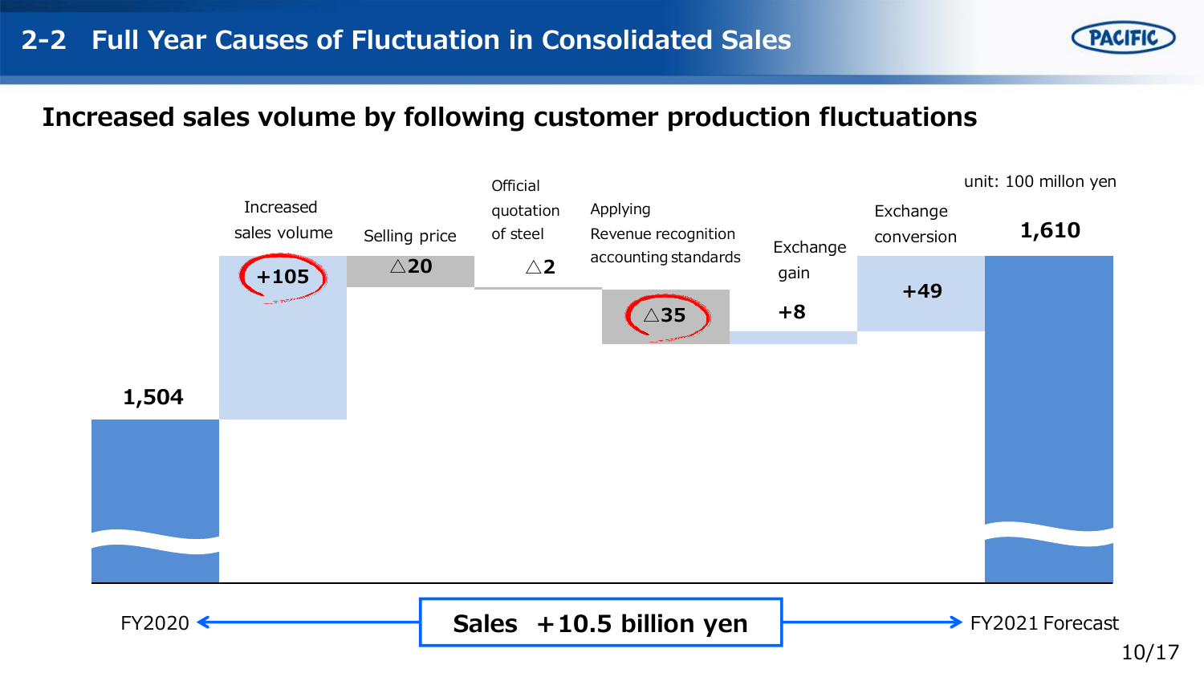## 2-2 Full Year Causes of Fluctuation in Consolidated Sales

### Increased sales volume by following customer production fluctuations

unit: 100 millon yen

| Item | Value |
|---|---|
| FY2020 | 1,504 |
| Increased sales volume | +105 |
| Selling price | △20 |
| Official quotation of steel | △2 |
| Applying Revenue recognition accounting standards | △35 |
| Exchange gain | +8 |
| Exchange conversion | +49 |
| FY2021 Forecast | 1,610 |

FY2020 ← **Sales +10.5 billion yen** → FY2021 Forecast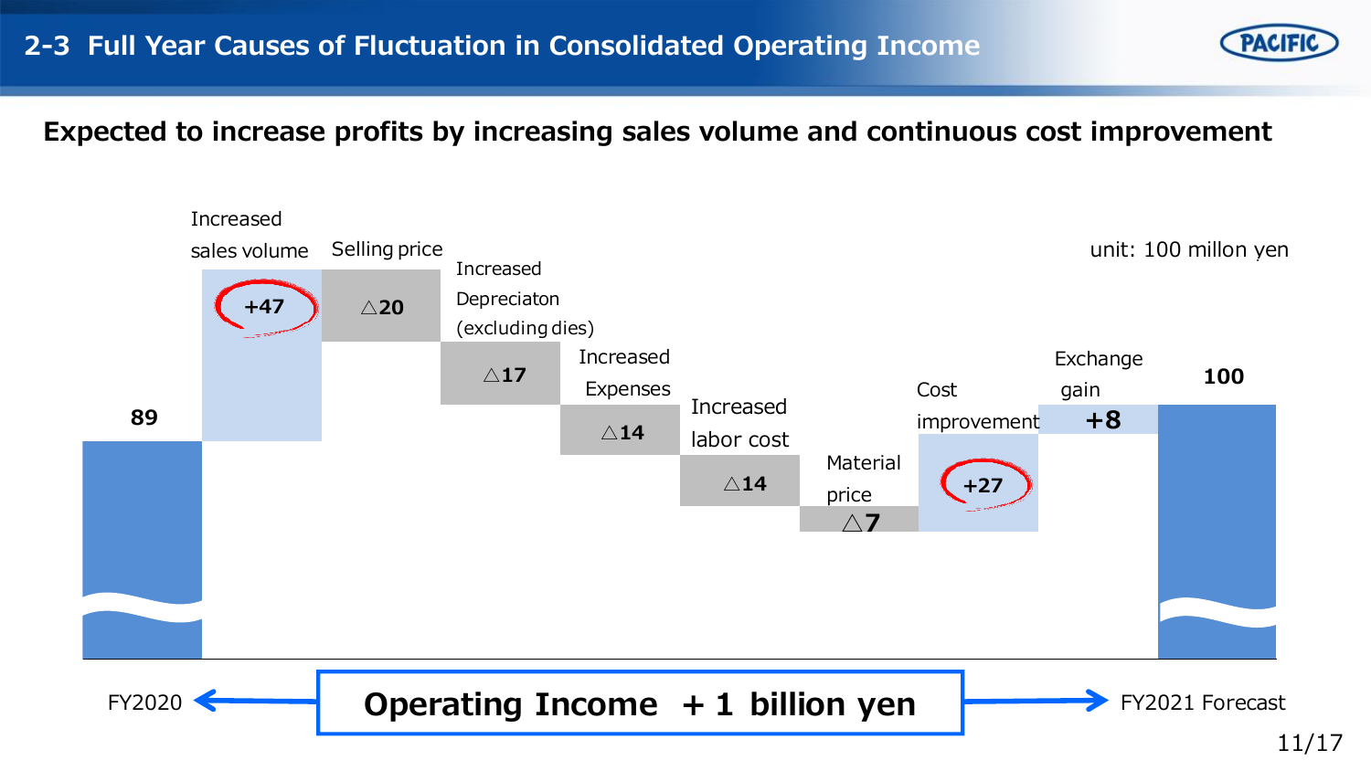## 2-3 Full Year Causes of Fluctuation in Consolidated Operating Income

**Expected to increase profits by increasing sales volume and continuous cost improvement**

unit: 100 millon yen

| Item | Value |
|---|---|
| FY2020 | 89 |
| Increased sales volume | +47 |
| Selling price | △20 |
| Increased Depreciaton (excluding dies) | △17 |
| Increased Expenses | △14 |
| Increased labor cost | △14 |
| Material price | △7 |
| Cost improvement | +27 |
| Exchange gain | +8 |
| FY2021 Forecast | 100 |

**Operating Income + 1 billion yen**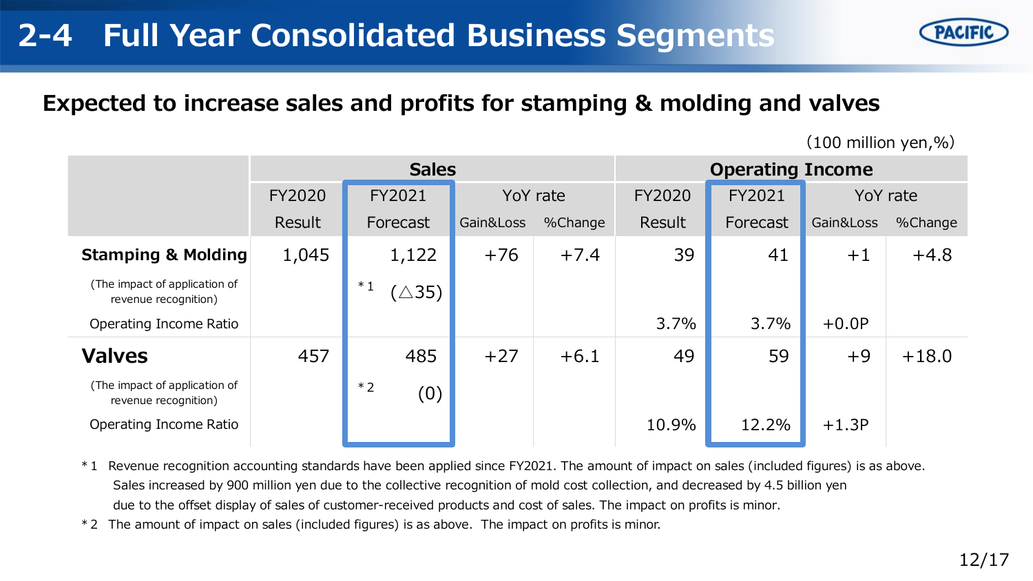# 2-4 Full Year Consolidated Business Segments

## Expected to increase sales and profits for stamping & molding and valves

(100 million yen,%)

| | Sales | | | | Operating Income | | | |
|---|---|---|---|---|---|---|---|---|
| | FY2020 Result | FY2021 Forecast | YoY rate Gain&Loss | YoY rate %Change | FY2020 Result | FY2021 Forecast | YoY rate Gain&Loss | YoY rate %Change |
| **Stamping & Molding** | 1,045 | 1,122 | +76 | +7.4 | 39 | 41 | +1 | +4.8 |
| (The impact of application of revenue recognition) | | *1 (△35) | | | | | | |
| Operating Income Ratio | | | | | 3.7% | 3.7% | +0.0P | |
| **Valves** | 457 | 485 | +27 | +6.1 | 49 | 59 | +9 | +18.0 |
| (The impact of application of revenue recognition) | | *2 (0) | | | | | | |
| Operating Income Ratio | | | | | 10.9% | 12.2% | +1.3P | |

*1 Revenue recognition accounting standards have been applied since FY2021. The amount of impact on sales (included figures) is as above. Sales increased by 900 million yen due to the collective recognition of mold cost collection, and decreased by 4.5 billion yen due to the offset display of sales of customer-received products and cost of sales. The impact on profits is minor.

*2 The amount of impact on sales (included figures) is as above. The impact on profits is minor.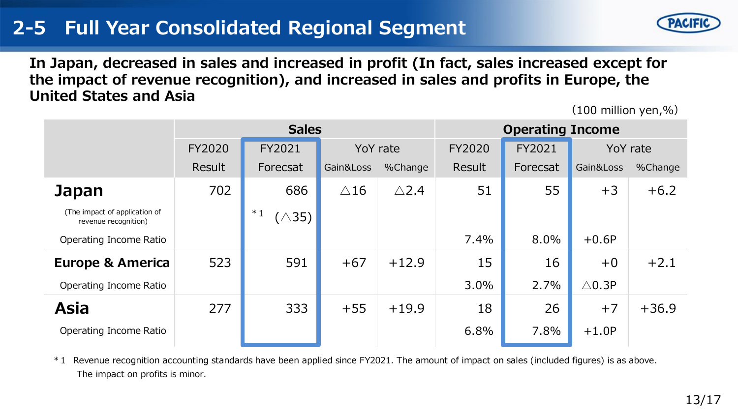## 2-5 Full Year Consolidated Regional Segment

**In Japan, decreased in sales and increased in profit (In fact, sales increased except for the impact of revenue recognition), and increased in sales and profits in Europe, the United States and Asia**

(100 million yen,%)

| | Sales | | | | Operating Income | | | |
|---|---|---|---|---|---|---|---|---|
| | FY2020 Result | FY2021 Forecsat | YoY rate Gain&Loss | YoY rate %Change | FY2020 Result | FY2021 Forecsat | YoY rate Gain&Loss | YoY rate %Change |
| **Japan** | 702 | 686 | △16 | △2.4 | 51 | 55 | +3 | +6.2 |
| (The impact of application of revenue recognition) | | *1 (△35) | | | | | | |
| Operating Income Ratio | | | | | 7.4% | 8.0% | +0.6P | |
| **Europe & America** | 523 | 591 | +67 | +12.9 | 15 | 16 | +0 | +2.1 |
| Operating Income Ratio | | | | | 3.0% | 2.7% | △0.3P | |
| **Asia** | 277 | 333 | +55 | +19.9 | 18 | 26 | +7 | +36.9 |
| Operating Income Ratio | | | | | 6.8% | 7.8% | +1.0P | |

*1 Revenue recognition accounting standards have been applied since FY2021. The amount of impact on sales (included figures) is as above. The impact on profits is minor.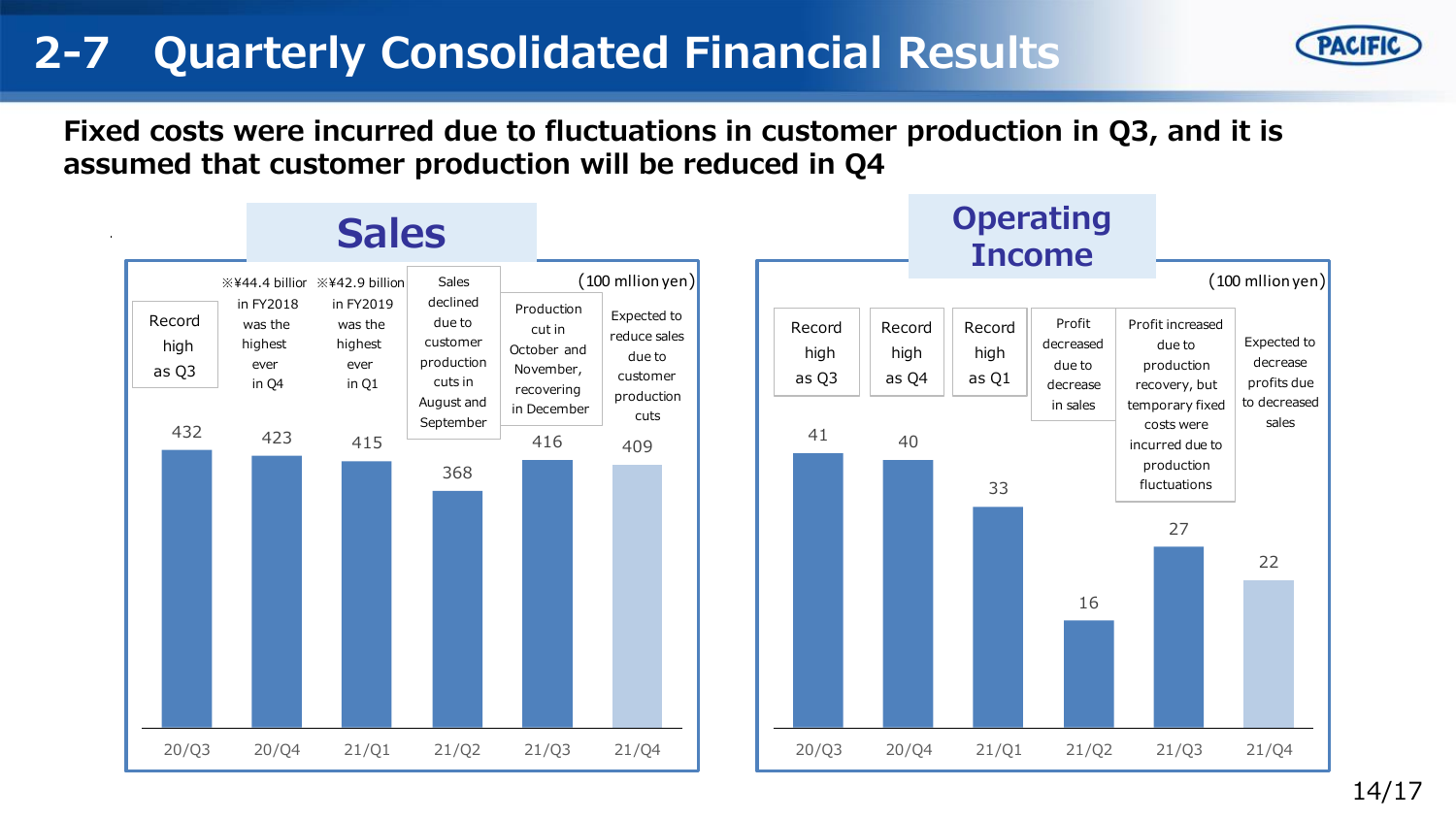# 2-7 Quarterly Consolidated Financial Results

**Fixed costs were incurred due to fluctuations in customer production in Q3, and it is assumed that customer production will be reduced in Q4**

## Sales

(100 mllion yen)

| | 20/Q3 | 20/Q4 | 21/Q1 | 21/Q2 | 21/Q3 | 21/Q4 |
|---|---|---|---|---|---|---|
| Sales | 432 | 423 | 415 | 368 | 416 | 409 |
| Note | Record high as Q3 | ※¥44.4 billion in FY2018 was the highest ever in Q4 | ※¥42.9 billion in FY2019 was the highest ever in Q1 | Sales declined due to customer production cuts in August and September | Production cut in October and November, recovering in December | Expected to reduce sales due to customer production cuts |

## Operating Income

(100 mllion yen)

| | 20/Q3 | 20/Q4 | 21/Q1 | 21/Q2 | 21/Q3 | 21/Q4 |
|---|---|---|---|---|---|---|
| Operating Income | 41 | 40 | 33 | 16 | 27 | 22 |
| Note | Record high as Q3 | Record high as Q4 | Record high as Q1 | Profit decreased due to decrease in sales | Profit increased due to production recovery, but temporary fixed costs were incurred due to production fluctuations | Expected to decrease profits due to decreased sales |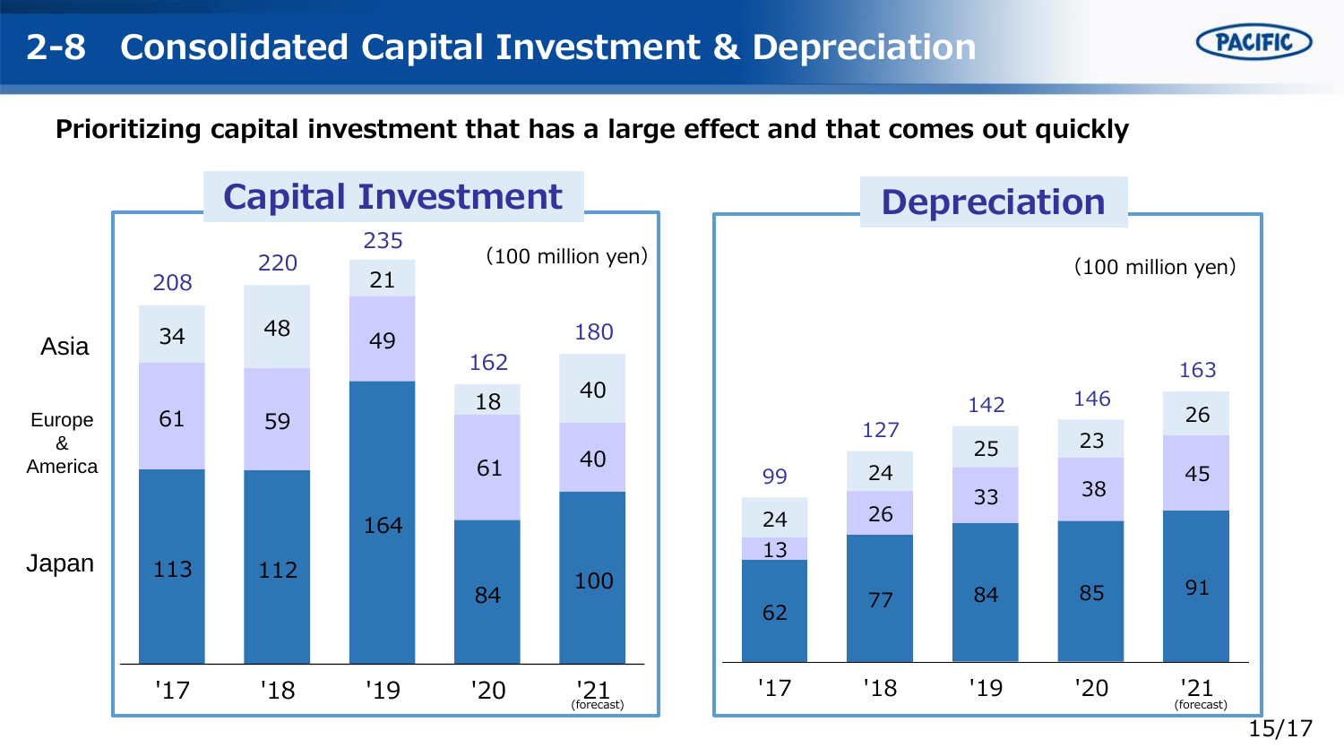# 2-8 Consolidated Capital Investment & Depreciation

**Prioritizing capital investment that has a large effect and that comes out quickly**

## Capital Investment

(100 million yen)

| | '17 | '18 | '19 | '20 | '21 (forecast) |
|---|---|---|---|---|---|
| Asia | 34 | 48 | 21 | 18 | 40 |
| Europe & America | 61 | 59 | 49 | 61 | 40 |
| Japan | 113 | 112 | 164 | 84 | 100 |
| Total | 208 | 220 | 235 | 162 | 180 |

## Depreciation

(100 million yen)

| | '17 | '18 | '19 | '20 | '21 (forecast) |
|---|---|---|---|---|---|
| Asia | 24 | 24 | 25 | 23 | 26 |
| Europe & America | 13 | 26 | 33 | 38 | 45 |
| Japan | 62 | 77 | 84 | 85 | 91 |
| Total | 99 | 127 | 142 | 146 | 163 |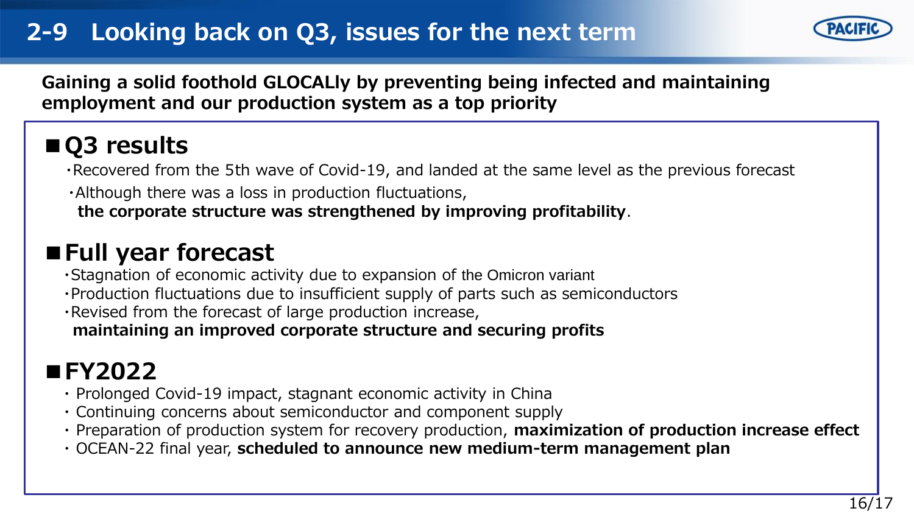# 2-9 Looking back on Q3, issues for the next term

**Gaining a solid foothold GLOCALly by preventing being infected and maintaining employment and our production system as a top priority**

## ■Q3 results

- Recovered from the 5th wave of Covid-19, and landed at the same level as the previous forecast
- Although there was a loss in production fluctuations, **the corporate structure was strengthened by improving profitability**.

## ■Full year forecast

- Stagnation of economic activity due to expansion of the Omicron variant
- Production fluctuations due to insufficient supply of parts such as semiconductors
- Revised from the forecast of large production increase, **maintaining an improved corporate structure and securing profits**

## ■FY2022

- Prolonged Covid-19 impact, stagnant economic activity in China
- Continuing concerns about semiconductor and component supply
- Preparation of production system for recovery production, **maximization of production increase effect**
- OCEAN-22 final year, **scheduled to announce new medium-term management plan**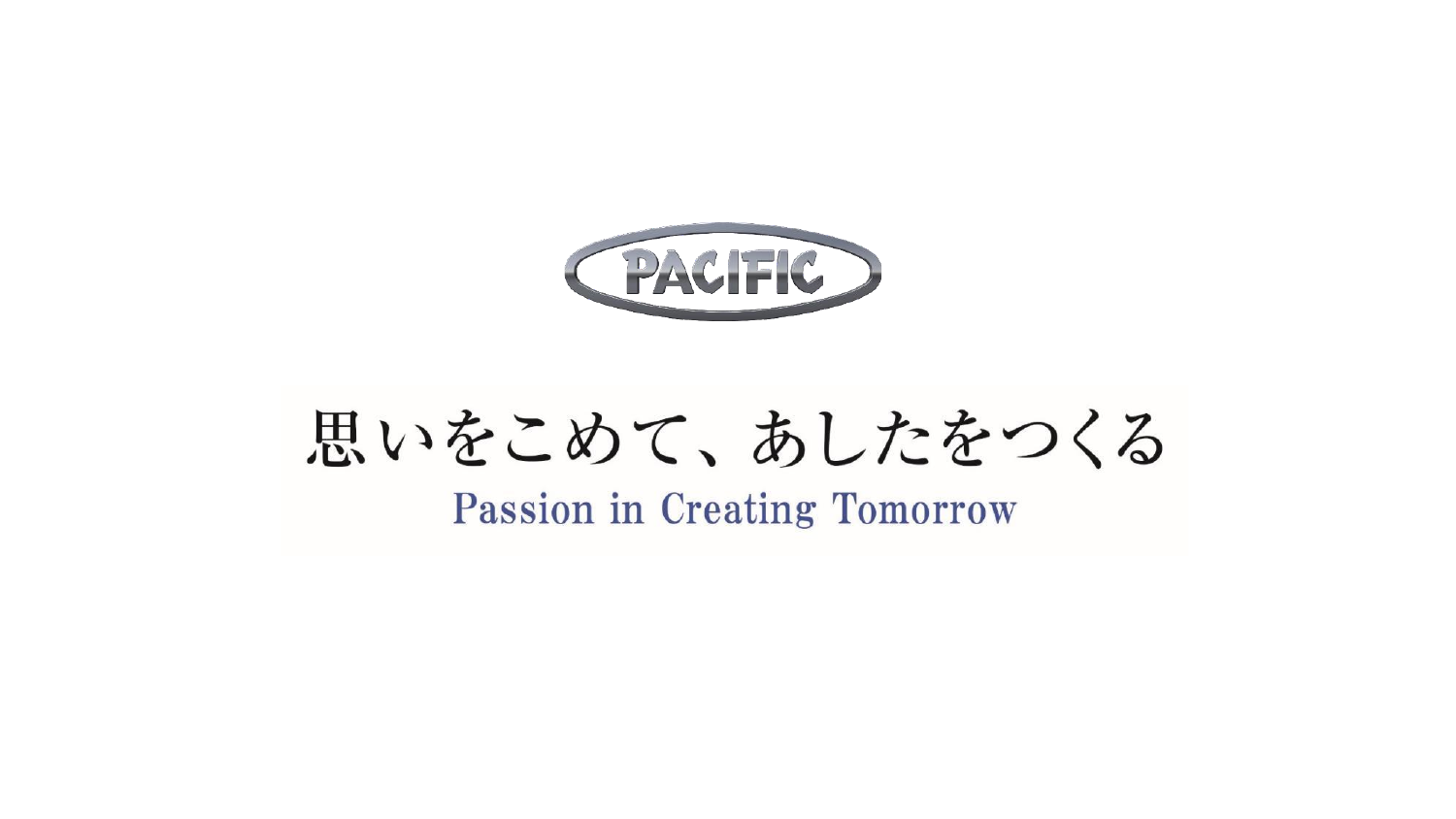PACIFIC

思いをこめて、あしたをつくる

Passion in Creating Tomorrow